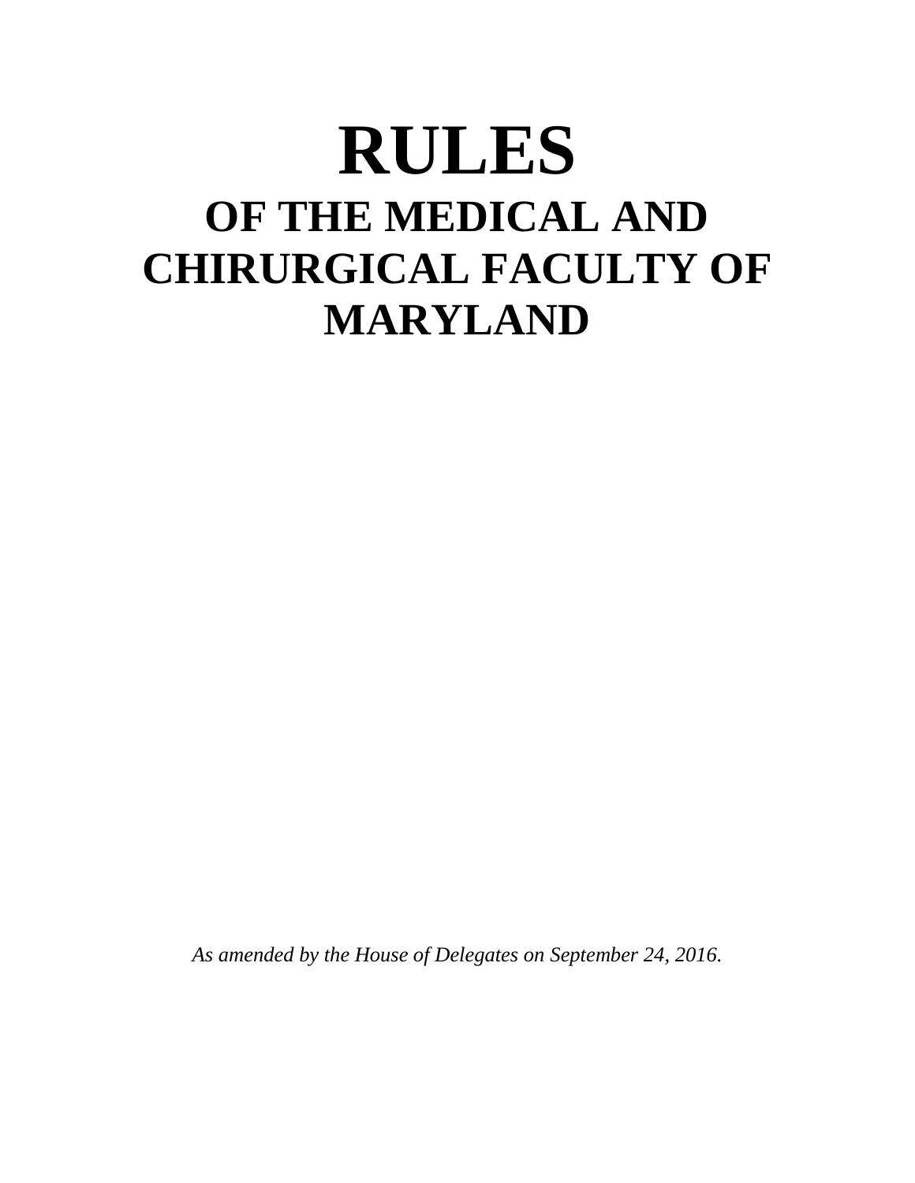# RULES

## OF THE MEDICAL AND CHIRURGICAL FACULTY OF MARYLAND

*As amended by the House of Delegates on September 24, 2016.*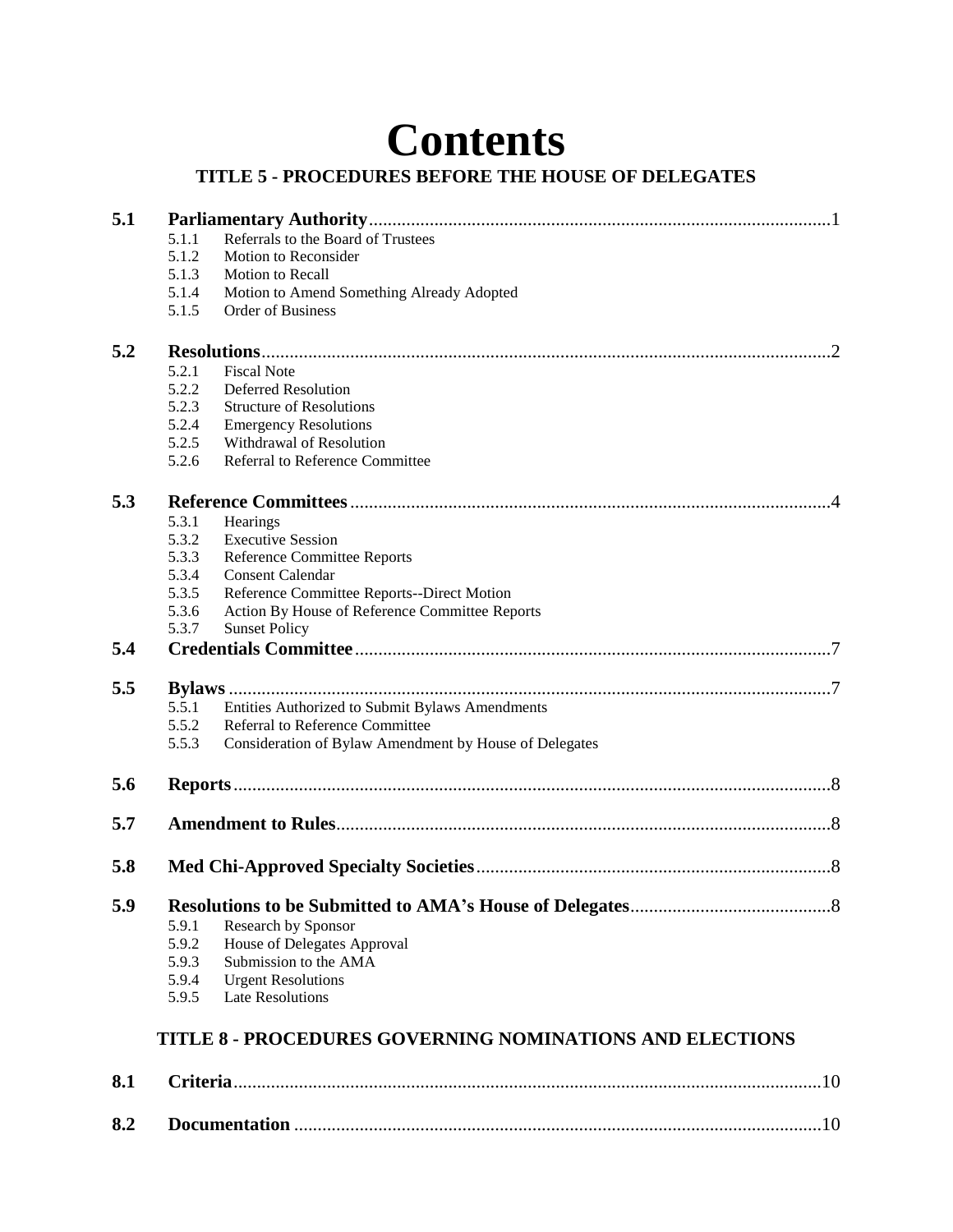# Contents

## TITLE 5 - PROCEDURES BEFORE THE HOUSE OF DELEGATES

**5.1 Parliamentary Authority** .......... 1

- 5.1.1 Referrals to the Board of Trustees
- 5.1.2 Motion to Reconsider
- 5.1.3 Motion to Recall
- 5.1.4 Motion to Amend Something Already Adopted
- 5.1.5 Order of Business

**5.2 Resolutions** .......... 2

- 5.2.1 Fiscal Note
- 5.2.2 Deferred Resolution
- 5.2.3 Structure of Resolutions
- 5.2.4 Emergency Resolutions
- 5.2.5 Withdrawal of Resolution
- 5.2.6 Referral to Reference Committee

**5.3 Reference Committees** .......... 4

- 5.3.1 Hearings
- 5.3.2 Executive Session
- 5.3.3 Reference Committee Reports
- 5.3.4 Consent Calendar
- 5.3.5 Reference Committee Reports--Direct Motion
- 5.3.6 Action By House of Reference Committee Reports
- 5.3.7 Sunset Policy

**5.4 Credentials Committee** .......... 7

**5.5 Bylaws** .......... 7

- 5.5.1 Entities Authorized to Submit Bylaws Amendments
- 5.5.2 Referral to Reference Committee
- 5.5.3 Consideration of Bylaw Amendment by House of Delegates

**5.6 Reports** .......... 8

**5.7 Amendment to Rules** .......... 8

**5.8 Med Chi-Approved Specialty Societies** .......... 8

**5.9 Resolutions to be Submitted to AMA's House of Delegates** .......... 8

- 5.9.1 Research by Sponsor
- 5.9.2 House of Delegates Approval
- 5.9.3 Submission to the AMA
- 5.9.4 Urgent Resolutions
- 5.9.5 Late Resolutions

## TITLE 8 - PROCEDURES GOVERNING NOMINATIONS AND ELECTIONS

**8.1 Criteria** .......... 10

**8.2 Documentation** .......... 10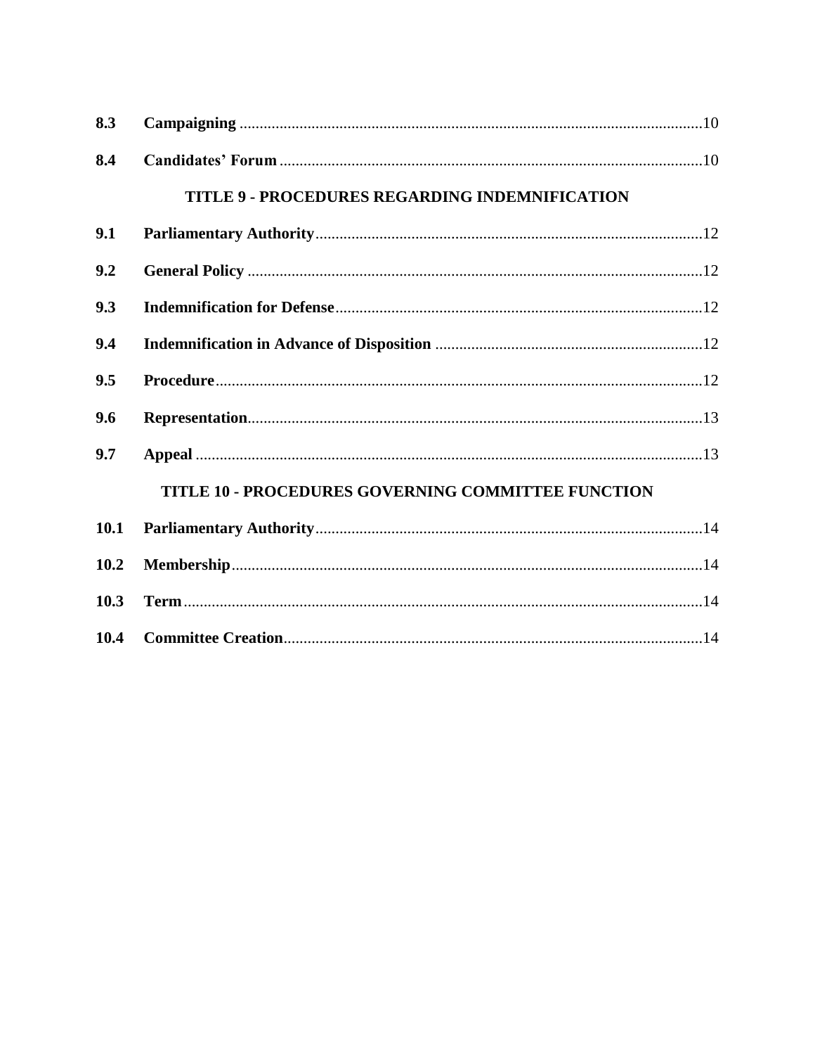| | | |
|---|---|---|
| **8.3** | **Campaigning** | 10 |
| **8.4** | **Candidates' Forum** | 10 |

**TITLE 9 - PROCEDURES REGARDING INDEMNIFICATION**

| | | |
|---|---|---|
| **9.1** | **Parliamentary Authority** | 12 |
| **9.2** | **General Policy** | 12 |
| **9.3** | **Indemnification for Defense** | 12 |
| **9.4** | **Indemnification in Advance of Disposition** | 12 |
| **9.5** | **Procedure** | 12 |
| **9.6** | **Representation** | 13 |
| **9.7** | **Appeal** | 13 |

**TITLE 10 - PROCEDURES GOVERNING COMMITTEE FUNCTION**

| | | |
|---|---|---|
| **10.1** | **Parliamentary Authority** | 14 |
| **10.2** | **Membership** | 14 |
| **10.3** | **Term** | 14 |
| **10.4** | **Committee Creation** | 14 |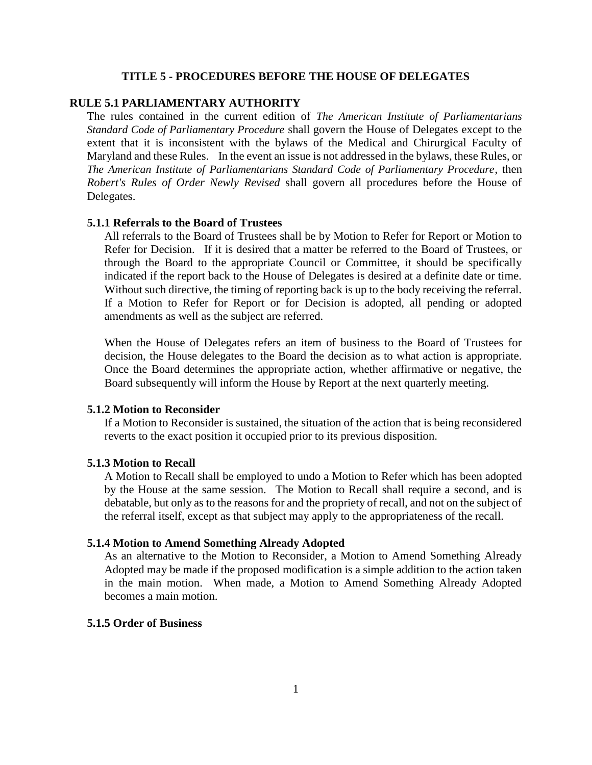# TITLE 5 - PROCEDURES BEFORE THE HOUSE OF DELEGATES

## RULE 5.1 PARLIAMENTARY AUTHORITY

The rules contained in the current edition of *The American Institute of Parliamentarians Standard Code of Parliamentary Procedure* shall govern the House of Delegates except to the extent that it is inconsistent with the bylaws of the Medical and Chirurgical Faculty of Maryland and these Rules. In the event an issue is not addressed in the bylaws, these Rules, or *The American Institute of Parliamentarians Standard Code of Parliamentary Procedure*, then *Robert's Rules of Order Newly Revised* shall govern all procedures before the House of Delegates.

### 5.1.1 Referrals to the Board of Trustees

All referrals to the Board of Trustees shall be by Motion to Refer for Report or Motion to Refer for Decision. If it is desired that a matter be referred to the Board of Trustees, or through the Board to the appropriate Council or Committee, it should be specifically indicated if the report back to the House of Delegates is desired at a definite date or time. Without such directive, the timing of reporting back is up to the body receiving the referral. If a Motion to Refer for Report or for Decision is adopted, all pending or adopted amendments as well as the subject are referred.

When the House of Delegates refers an item of business to the Board of Trustees for decision, the House delegates to the Board the decision as to what action is appropriate. Once the Board determines the appropriate action, whether affirmative or negative, the Board subsequently will inform the House by Report at the next quarterly meeting.

### 5.1.2 Motion to Reconsider

If a Motion to Reconsider is sustained, the situation of the action that is being reconsidered reverts to the exact position it occupied prior to its previous disposition.

### 5.1.3 Motion to Recall

A Motion to Recall shall be employed to undo a Motion to Refer which has been adopted by the House at the same session. The Motion to Recall shall require a second, and is debatable, but only as to the reasons for and the propriety of recall, and not on the subject of the referral itself, except as that subject may apply to the appropriateness of the recall.

### 5.1.4 Motion to Amend Something Already Adopted

As an alternative to the Motion to Reconsider, a Motion to Amend Something Already Adopted may be made if the proposed modification is a simple addition to the action taken in the main motion. When made, a Motion to Amend Something Already Adopted becomes a main motion.

### 5.1.5 Order of Business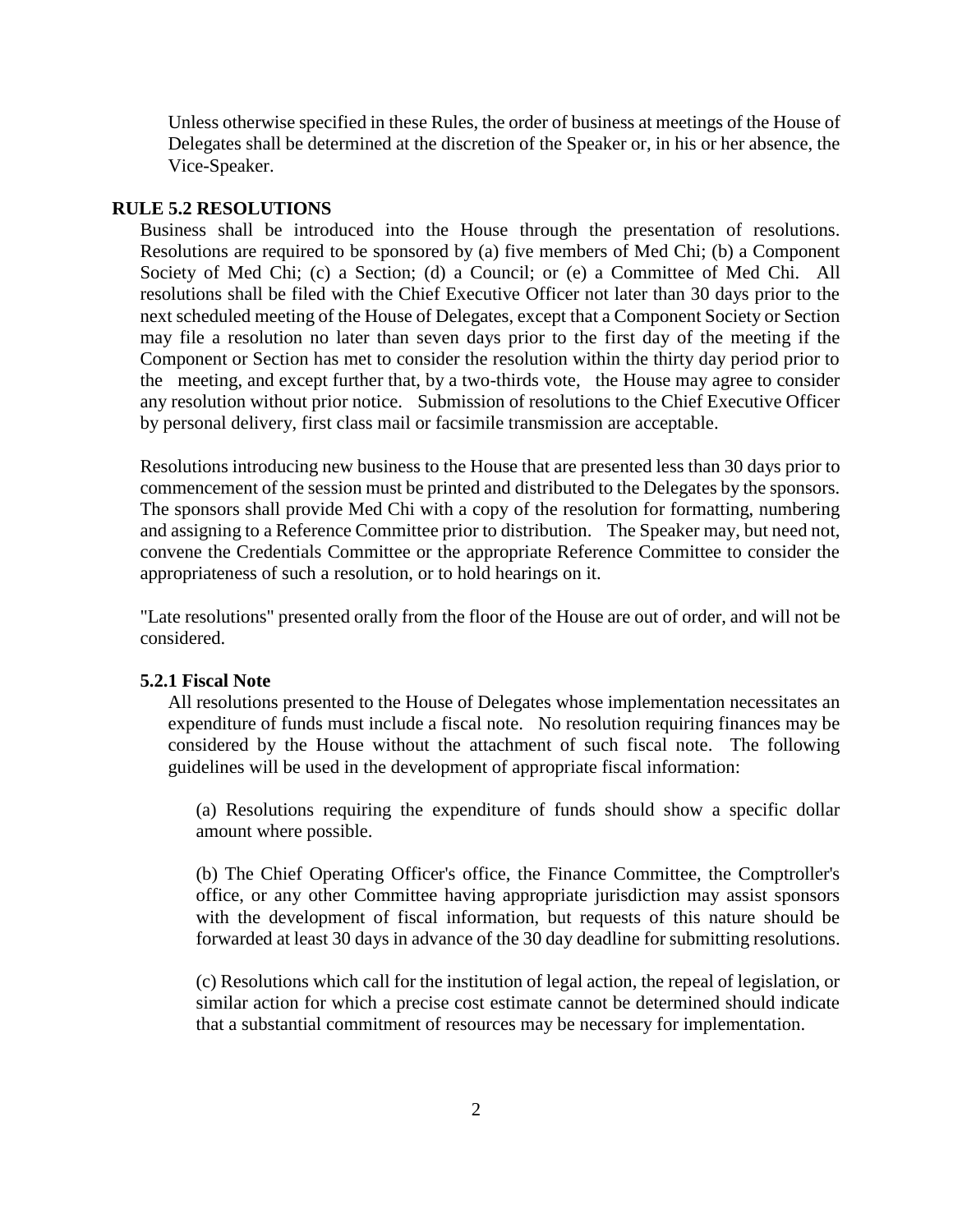Unless otherwise specified in these Rules, the order of business at meetings of the House of Delegates shall be determined at the discretion of the Speaker or, in his or her absence, the Vice-Speaker.

## RULE 5.2 RESOLUTIONS

Business shall be introduced into the House through the presentation of resolutions. Resolutions are required to be sponsored by (a) five members of Med Chi; (b) a Component Society of Med Chi; (c) a Section; (d) a Council; or (e) a Committee of Med Chi. All resolutions shall be filed with the Chief Executive Officer not later than 30 days prior to the next scheduled meeting of the House of Delegates, except that a Component Society or Section may file a resolution no later than seven days prior to the first day of the meeting if the Component or Section has met to consider the resolution within the thirty day period prior to the meeting, and except further that, by a two-thirds vote, the House may agree to consider any resolution without prior notice. Submission of resolutions to the Chief Executive Officer by personal delivery, first class mail or facsimile transmission are acceptable.

Resolutions introducing new business to the House that are presented less than 30 days prior to commencement of the session must be printed and distributed to the Delegates by the sponsors. The sponsors shall provide Med Chi with a copy of the resolution for formatting, numbering and assigning to a Reference Committee prior to distribution. The Speaker may, but need not, convene the Credentials Committee or the appropriate Reference Committee to consider the appropriateness of such a resolution, or to hold hearings on it.

"Late resolutions" presented orally from the floor of the House are out of order, and will not be considered.

### 5.2.1 Fiscal Note

All resolutions presented to the House of Delegates whose implementation necessitates an expenditure of funds must include a fiscal note. No resolution requiring finances may be considered by the House without the attachment of such fiscal note. The following guidelines will be used in the development of appropriate fiscal information:

(a) Resolutions requiring the expenditure of funds should show a specific dollar amount where possible.

(b) The Chief Operating Officer's office, the Finance Committee, the Comptroller's office, or any other Committee having appropriate jurisdiction may assist sponsors with the development of fiscal information, but requests of this nature should be forwarded at least 30 days in advance of the 30 day deadline for submitting resolutions.

(c) Resolutions which call for the institution of legal action, the repeal of legislation, or similar action for which a precise cost estimate cannot be determined should indicate that a substantial commitment of resources may be necessary for implementation.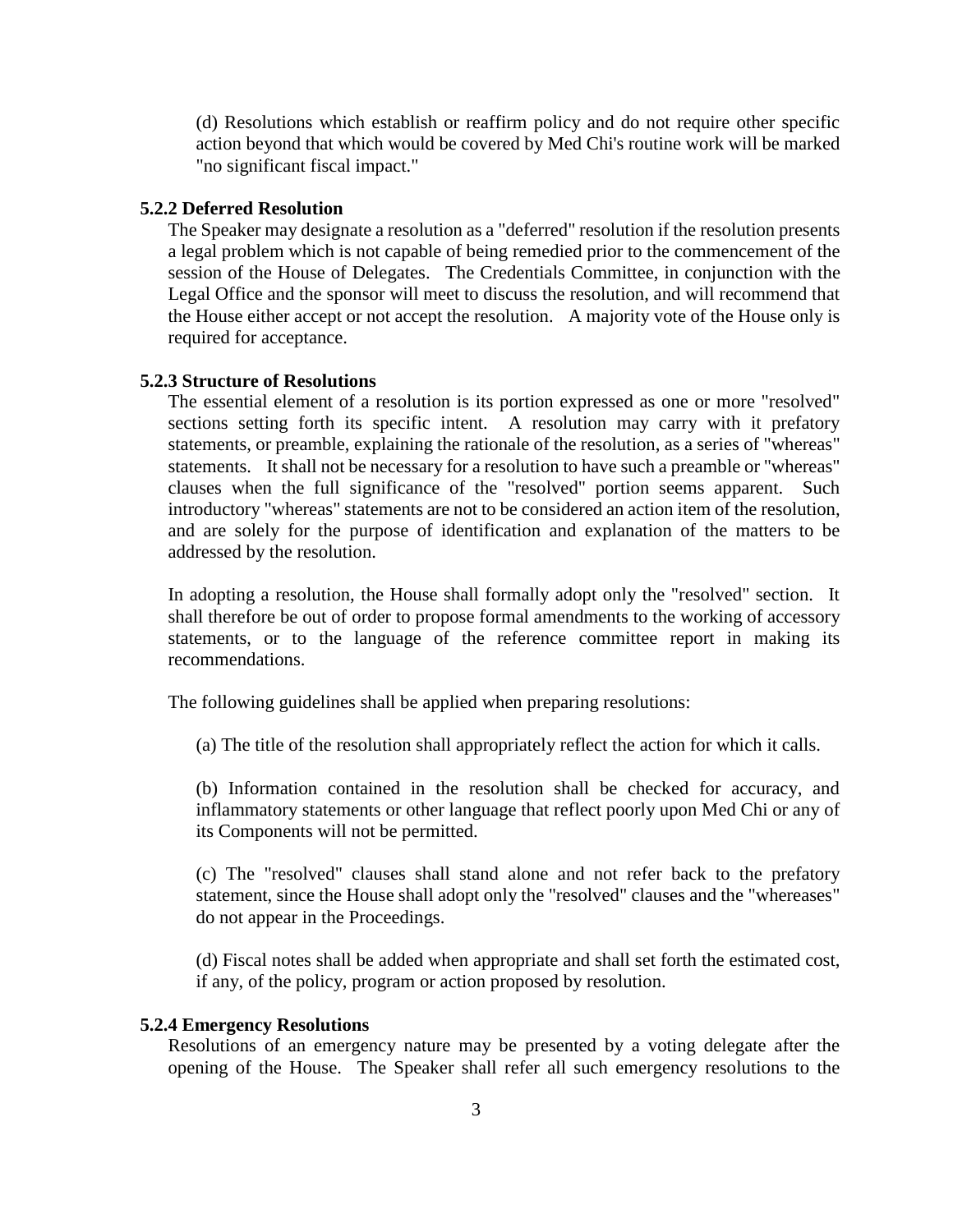(d) Resolutions which establish or reaffirm policy and do not require other specific action beyond that which would be covered by Med Chi's routine work will be marked "no significant fiscal impact."

### 5.2.2 Deferred Resolution

The Speaker may designate a resolution as a "deferred" resolution if the resolution presents a legal problem which is not capable of being remedied prior to the commencement of the session of the House of Delegates. The Credentials Committee, in conjunction with the Legal Office and the sponsor will meet to discuss the resolution, and will recommend that the House either accept or not accept the resolution. A majority vote of the House only is required for acceptance.

### 5.2.3 Structure of Resolutions

The essential element of a resolution is its portion expressed as one or more "resolved" sections setting forth its specific intent. A resolution may carry with it prefatory statements, or preamble, explaining the rationale of the resolution, as a series of "whereas" statements. It shall not be necessary for a resolution to have such a preamble or "whereas" clauses when the full significance of the "resolved" portion seems apparent. Such introductory "whereas" statements are not to be considered an action item of the resolution, and are solely for the purpose of identification and explanation of the matters to be addressed by the resolution.

In adopting a resolution, the House shall formally adopt only the "resolved" section. It shall therefore be out of order to propose formal amendments to the working of accessory statements, or to the language of the reference committee report in making its recommendations.

The following guidelines shall be applied when preparing resolutions:

(a) The title of the resolution shall appropriately reflect the action for which it calls.

(b) Information contained in the resolution shall be checked for accuracy, and inflammatory statements or other language that reflect poorly upon Med Chi or any of its Components will not be permitted.

(c) The "resolved" clauses shall stand alone and not refer back to the prefatory statement, since the House shall adopt only the "resolved" clauses and the "whereases" do not appear in the Proceedings.

(d) Fiscal notes shall be added when appropriate and shall set forth the estimated cost, if any, of the policy, program or action proposed by resolution.

### 5.2.4 Emergency Resolutions

Resolutions of an emergency nature may be presented by a voting delegate after the opening of the House. The Speaker shall refer all such emergency resolutions to the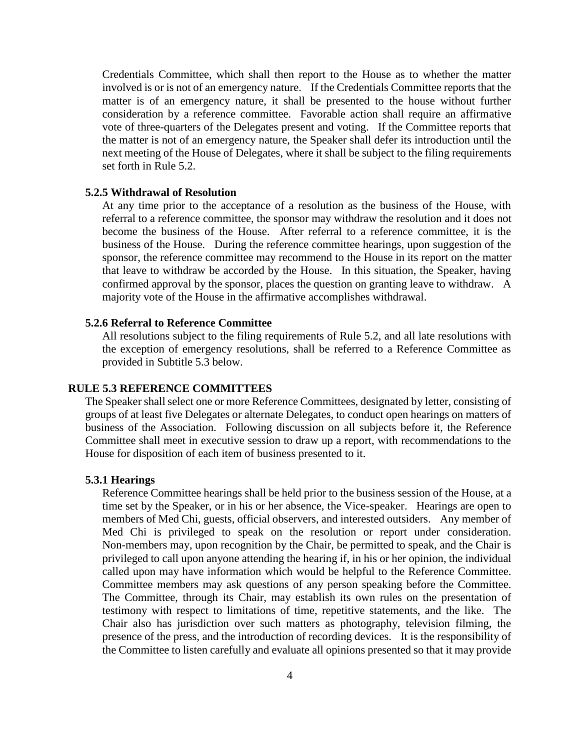Credentials Committee, which shall then report to the House as to whether the matter involved is or is not of an emergency nature. If the Credentials Committee reports that the matter is of an emergency nature, it shall be presented to the house without further consideration by a reference committee. Favorable action shall require an affirmative vote of three-quarters of the Delegates present and voting. If the Committee reports that the matter is not of an emergency nature, the Speaker shall defer its introduction until the next meeting of the House of Delegates, where it shall be subject to the filing requirements set forth in Rule 5.2.

### 5.2.5 Withdrawal of Resolution

At any time prior to the acceptance of a resolution as the business of the House, with referral to a reference committee, the sponsor may withdraw the resolution and it does not become the business of the House. After referral to a reference committee, it is the business of the House. During the reference committee hearings, upon suggestion of the sponsor, the reference committee may recommend to the House in its report on the matter that leave to withdraw be accorded by the House. In this situation, the Speaker, having confirmed approval by the sponsor, places the question on granting leave to withdraw. A majority vote of the House in the affirmative accomplishes withdrawal.

### 5.2.6 Referral to Reference Committee

All resolutions subject to the filing requirements of Rule 5.2, and all late resolutions with the exception of emergency resolutions, shall be referred to a Reference Committee as provided in Subtitle 5.3 below.

## RULE 5.3 REFERENCE COMMITTEES

The Speaker shall select one or more Reference Committees, designated by letter, consisting of groups of at least five Delegates or alternate Delegates, to conduct open hearings on matters of business of the Association. Following discussion on all subjects before it, the Reference Committee shall meet in executive session to draw up a report, with recommendations to the House for disposition of each item of business presented to it.

### 5.3.1 Hearings

Reference Committee hearings shall be held prior to the business session of the House, at a time set by the Speaker, or in his or her absence, the Vice-speaker. Hearings are open to members of Med Chi, guests, official observers, and interested outsiders. Any member of Med Chi is privileged to speak on the resolution or report under consideration. Non-members may, upon recognition by the Chair, be permitted to speak, and the Chair is privileged to call upon anyone attending the hearing if, in his or her opinion, the individual called upon may have information which would be helpful to the Reference Committee. Committee members may ask questions of any person speaking before the Committee. The Committee, through its Chair, may establish its own rules on the presentation of testimony with respect to limitations of time, repetitive statements, and the like. The Chair also has jurisdiction over such matters as photography, television filming, the presence of the press, and the introduction of recording devices. It is the responsibility of the Committee to listen carefully and evaluate all opinions presented so that it may provide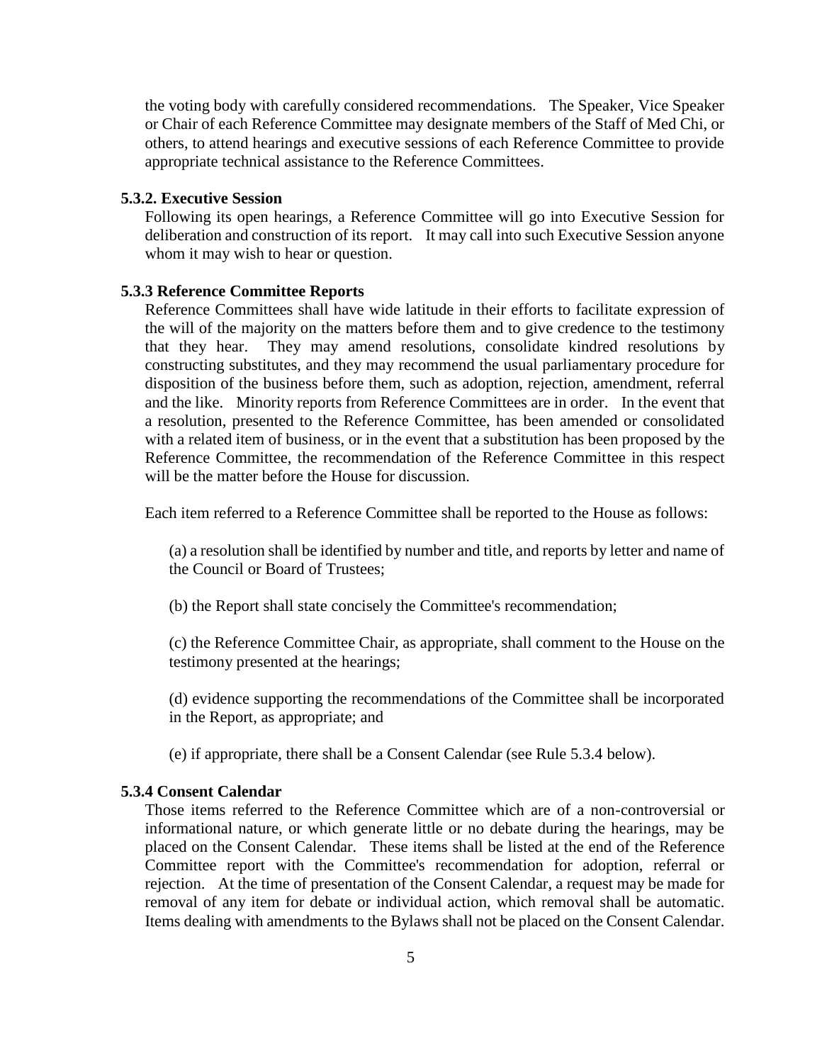the voting body with carefully considered recommendations. The Speaker, Vice Speaker or Chair of each Reference Committee may designate members of the Staff of Med Chi, or others, to attend hearings and executive sessions of each Reference Committee to provide appropriate technical assistance to the Reference Committees.

#### 5.3.2. Executive Session

Following its open hearings, a Reference Committee will go into Executive Session for deliberation and construction of its report. It may call into such Executive Session anyone whom it may wish to hear or question.

#### 5.3.3 Reference Committee Reports

Reference Committees shall have wide latitude in their efforts to facilitate expression of the will of the majority on the matters before them and to give credence to the testimony that they hear. They may amend resolutions, consolidate kindred resolutions by constructing substitutes, and they may recommend the usual parliamentary procedure for disposition of the business before them, such as adoption, rejection, amendment, referral and the like. Minority reports from Reference Committees are in order. In the event that a resolution, presented to the Reference Committee, has been amended or consolidated with a related item of business, or in the event that a substitution has been proposed by the Reference Committee, the recommendation of the Reference Committee in this respect will be the matter before the House for discussion.

Each item referred to a Reference Committee shall be reported to the House as follows:

(a) a resolution shall be identified by number and title, and reports by letter and name of the Council or Board of Trustees;

(b) the Report shall state concisely the Committee's recommendation;

(c) the Reference Committee Chair, as appropriate, shall comment to the House on the testimony presented at the hearings;

(d) evidence supporting the recommendations of the Committee shall be incorporated in the Report, as appropriate; and

(e) if appropriate, there shall be a Consent Calendar (see Rule 5.3.4 below).

#### 5.3.4 Consent Calendar

Those items referred to the Reference Committee which are of a non-controversial or informational nature, or which generate little or no debate during the hearings, may be placed on the Consent Calendar. These items shall be listed at the end of the Reference Committee report with the Committee's recommendation for adoption, referral or rejection. At the time of presentation of the Consent Calendar, a request may be made for removal of any item for debate or individual action, which removal shall be automatic. Items dealing with amendments to the Bylaws shall not be placed on the Consent Calendar.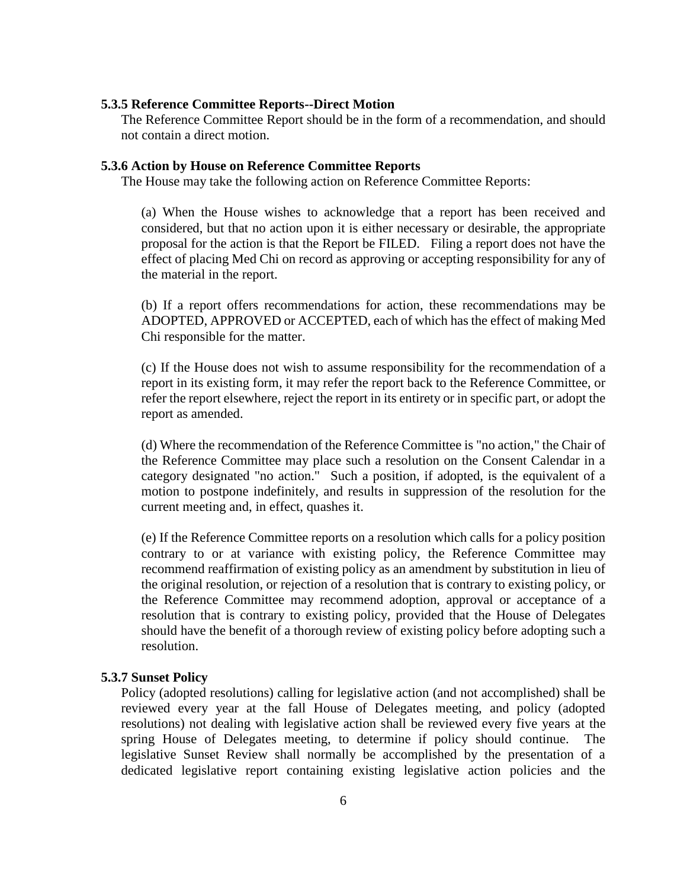### 5.3.5 Reference Committee Reports--Direct Motion

The Reference Committee Report should be in the form of a recommendation, and should not contain a direct motion.

### 5.3.6 Action by House on Reference Committee Reports

The House may take the following action on Reference Committee Reports:

(a) When the House wishes to acknowledge that a report has been received and considered, but that no action upon it is either necessary or desirable, the appropriate proposal for the action is that the Report be FILED. Filing a report does not have the effect of placing Med Chi on record as approving or accepting responsibility for any of the material in the report.

(b) If a report offers recommendations for action, these recommendations may be ADOPTED, APPROVED or ACCEPTED, each of which has the effect of making Med Chi responsible for the matter.

(c) If the House does not wish to assume responsibility for the recommendation of a report in its existing form, it may refer the report back to the Reference Committee, or refer the report elsewhere, reject the report in its entirety or in specific part, or adopt the report as amended.

(d) Where the recommendation of the Reference Committee is "no action," the Chair of the Reference Committee may place such a resolution on the Consent Calendar in a category designated "no action." Such a position, if adopted, is the equivalent of a motion to postpone indefinitely, and results in suppression of the resolution for the current meeting and, in effect, quashes it.

(e) If the Reference Committee reports on a resolution which calls for a policy position contrary to or at variance with existing policy, the Reference Committee may recommend reaffirmation of existing policy as an amendment by substitution in lieu of the original resolution, or rejection of a resolution that is contrary to existing policy, or the Reference Committee may recommend adoption, approval or acceptance of a resolution that is contrary to existing policy, provided that the House of Delegates should have the benefit of a thorough review of existing policy before adopting such a resolution.

### 5.3.7 Sunset Policy

Policy (adopted resolutions) calling for legislative action (and not accomplished) shall be reviewed every year at the fall House of Delegates meeting, and policy (adopted resolutions) not dealing with legislative action shall be reviewed every five years at the spring House of Delegates meeting, to determine if policy should continue. The legislative Sunset Review shall normally be accomplished by the presentation of a dedicated legislative report containing existing legislative action policies and the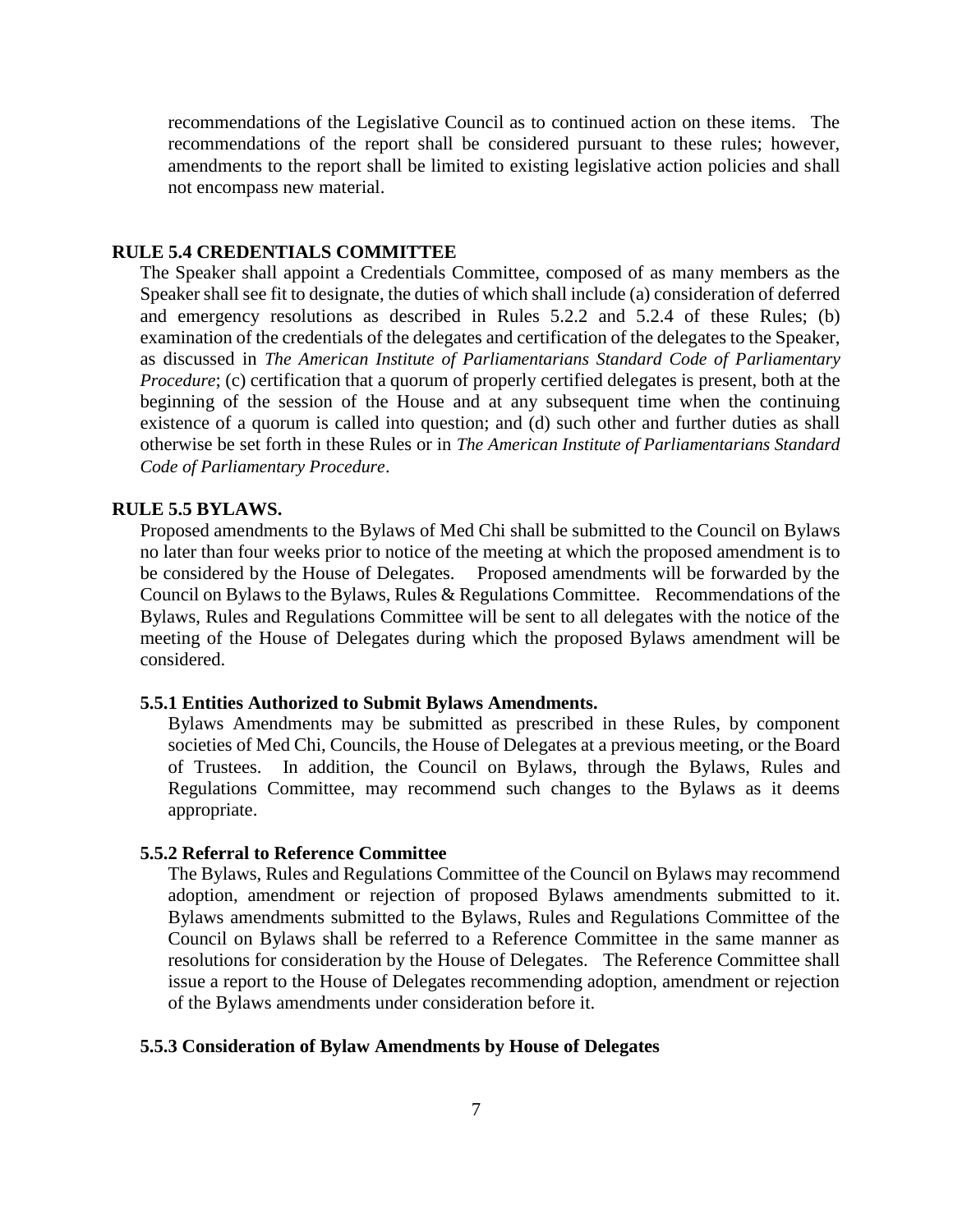recommendations of the Legislative Council as to continued action on these items. The recommendations of the report shall be considered pursuant to these rules; however, amendments to the report shall be limited to existing legislative action policies and shall not encompass new material.

### RULE 5.4 CREDENTIALS COMMITTEE

The Speaker shall appoint a Credentials Committee, composed of as many members as the Speaker shall see fit to designate, the duties of which shall include (a) consideration of deferred and emergency resolutions as described in Rules 5.2.2 and 5.2.4 of these Rules; (b) examination of the credentials of the delegates and certification of the delegates to the Speaker, as discussed in *The American Institute of Parliamentarians Standard Code of Parliamentary Procedure*; (c) certification that a quorum of properly certified delegates is present, both at the beginning of the session of the House and at any subsequent time when the continuing existence of a quorum is called into question; and (d) such other and further duties as shall otherwise be set forth in these Rules or in *The American Institute of Parliamentarians Standard Code of Parliamentary Procedure*.

### RULE 5.5 BYLAWS.

Proposed amendments to the Bylaws of Med Chi shall be submitted to the Council on Bylaws no later than four weeks prior to notice of the meeting at which the proposed amendment is to be considered by the House of Delegates. Proposed amendments will be forwarded by the Council on Bylaws to the Bylaws, Rules & Regulations Committee. Recommendations of the Bylaws, Rules and Regulations Committee will be sent to all delegates with the notice of the meeting of the House of Delegates during which the proposed Bylaws amendment will be considered.

#### 5.5.1 Entities Authorized to Submit Bylaws Amendments.

Bylaws Amendments may be submitted as prescribed in these Rules, by component societies of Med Chi, Councils, the House of Delegates at a previous meeting, or the Board of Trustees. In addition, the Council on Bylaws, through the Bylaws, Rules and Regulations Committee, may recommend such changes to the Bylaws as it deems appropriate.

#### 5.5.2 Referral to Reference Committee

The Bylaws, Rules and Regulations Committee of the Council on Bylaws may recommend adoption, amendment or rejection of proposed Bylaws amendments submitted to it. Bylaws amendments submitted to the Bylaws, Rules and Regulations Committee of the Council on Bylaws shall be referred to a Reference Committee in the same manner as resolutions for consideration by the House of Delegates. The Reference Committee shall issue a report to the House of Delegates recommending adoption, amendment or rejection of the Bylaws amendments under consideration before it.

#### 5.5.3 Consideration of Bylaw Amendments by House of Delegates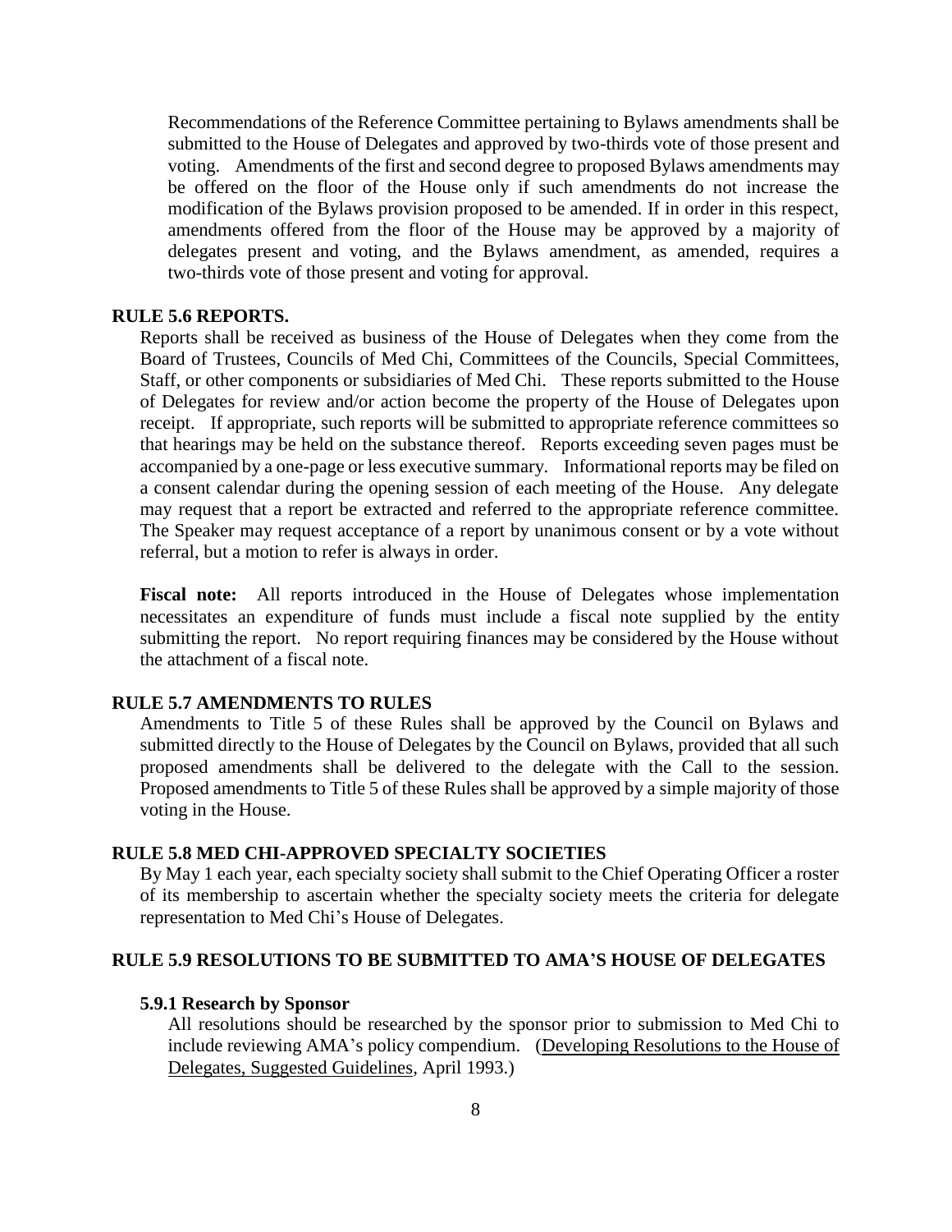Recommendations of the Reference Committee pertaining to Bylaws amendments shall be submitted to the House of Delegates and approved by two-thirds vote of those present and voting. Amendments of the first and second degree to proposed Bylaws amendments may be offered on the floor of the House only if such amendments do not increase the modification of the Bylaws provision proposed to be amended. If in order in this respect, amendments offered from the floor of the House may be approved by a majority of delegates present and voting, and the Bylaws amendment, as amended, requires a two-thirds vote of those present and voting for approval.

### RULE 5.6 REPORTS.

Reports shall be received as business of the House of Delegates when they come from the Board of Trustees, Councils of Med Chi, Committees of the Councils, Special Committees, Staff, or other components or subsidiaries of Med Chi. These reports submitted to the House of Delegates for review and/or action become the property of the House of Delegates upon receipt. If appropriate, such reports will be submitted to appropriate reference committees so that hearings may be held on the substance thereof. Reports exceeding seven pages must be accompanied by a one-page or less executive summary. Informational reports may be filed on a consent calendar during the opening session of each meeting of the House. Any delegate may request that a report be extracted and referred to the appropriate reference committee. The Speaker may request acceptance of a report by unanimous consent or by a vote without referral, but a motion to refer is always in order.

**Fiscal note:** All reports introduced in the House of Delegates whose implementation necessitates an expenditure of funds must include a fiscal note supplied by the entity submitting the report. No report requiring finances may be considered by the House without the attachment of a fiscal note.

### RULE 5.7 AMENDMENTS TO RULES

Amendments to Title 5 of these Rules shall be approved by the Council on Bylaws and submitted directly to the House of Delegates by the Council on Bylaws, provided that all such proposed amendments shall be delivered to the delegate with the Call to the session. Proposed amendments to Title 5 of these Rules shall be approved by a simple majority of those voting in the House.

### RULE 5.8 MED CHI-APPROVED SPECIALTY SOCIETIES

By May 1 each year, each specialty society shall submit to the Chief Operating Officer a roster of its membership to ascertain whether the specialty society meets the criteria for delegate representation to Med Chi's House of Delegates.

### RULE 5.9 RESOLUTIONS TO BE SUBMITTED TO AMA'S HOUSE OF DELEGATES

#### 5.9.1 Research by Sponsor

All resolutions should be researched by the sponsor prior to submission to Med Chi to include reviewing AMA's policy compendium. (Developing Resolutions to the House of Delegates, Suggested Guidelines, April 1993.)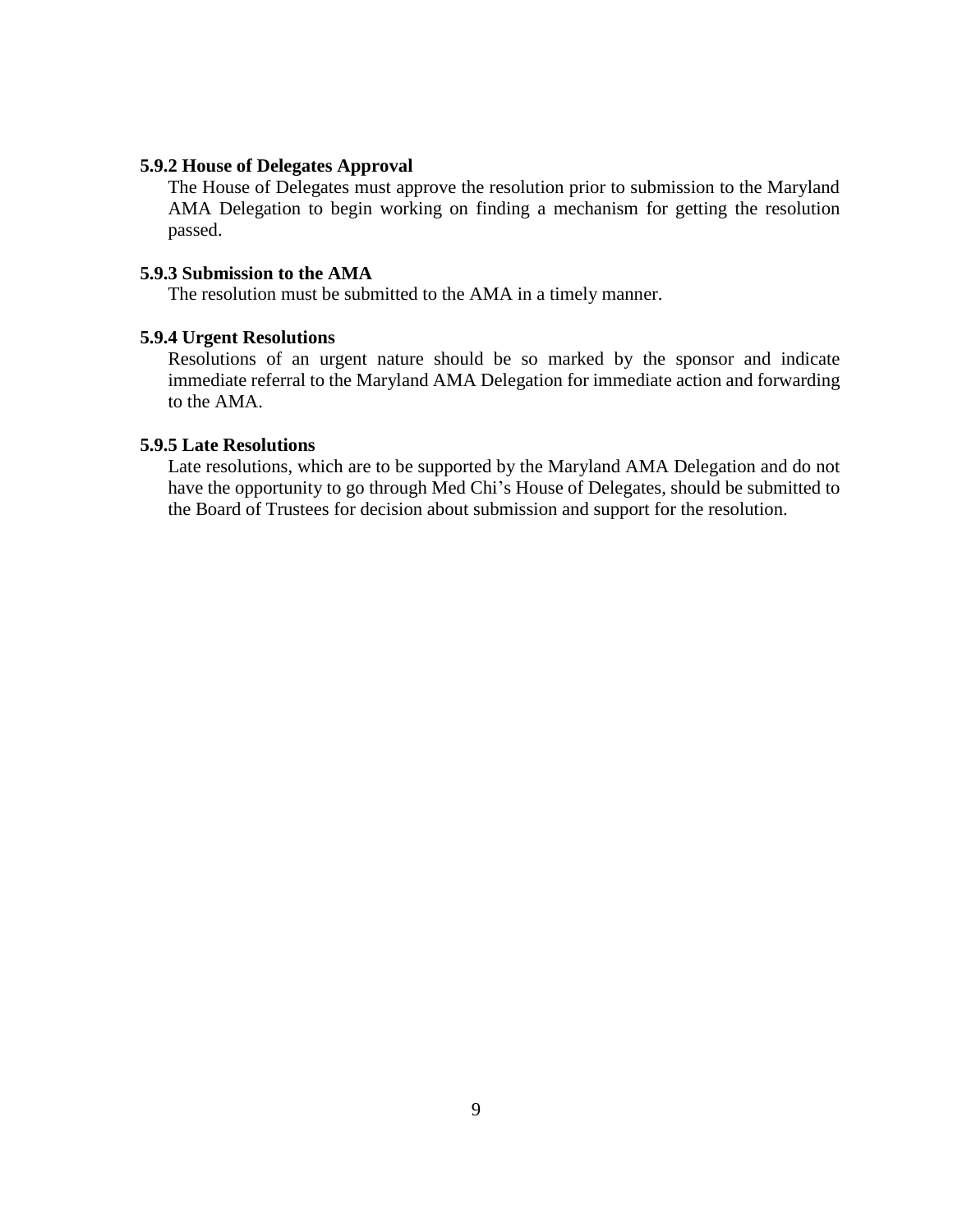### 5.9.2 House of Delegates Approval

The House of Delegates must approve the resolution prior to submission to the Maryland AMA Delegation to begin working on finding a mechanism for getting the resolution passed.

### 5.9.3 Submission to the AMA

The resolution must be submitted to the AMA in a timely manner.

### 5.9.4 Urgent Resolutions

Resolutions of an urgent nature should be so marked by the sponsor and indicate immediate referral to the Maryland AMA Delegation for immediate action and forwarding to the AMA.

### 5.9.5 Late Resolutions

Late resolutions, which are to be supported by the Maryland AMA Delegation and do not have the opportunity to go through Med Chi's House of Delegates, should be submitted to the Board of Trustees for decision about submission and support for the resolution.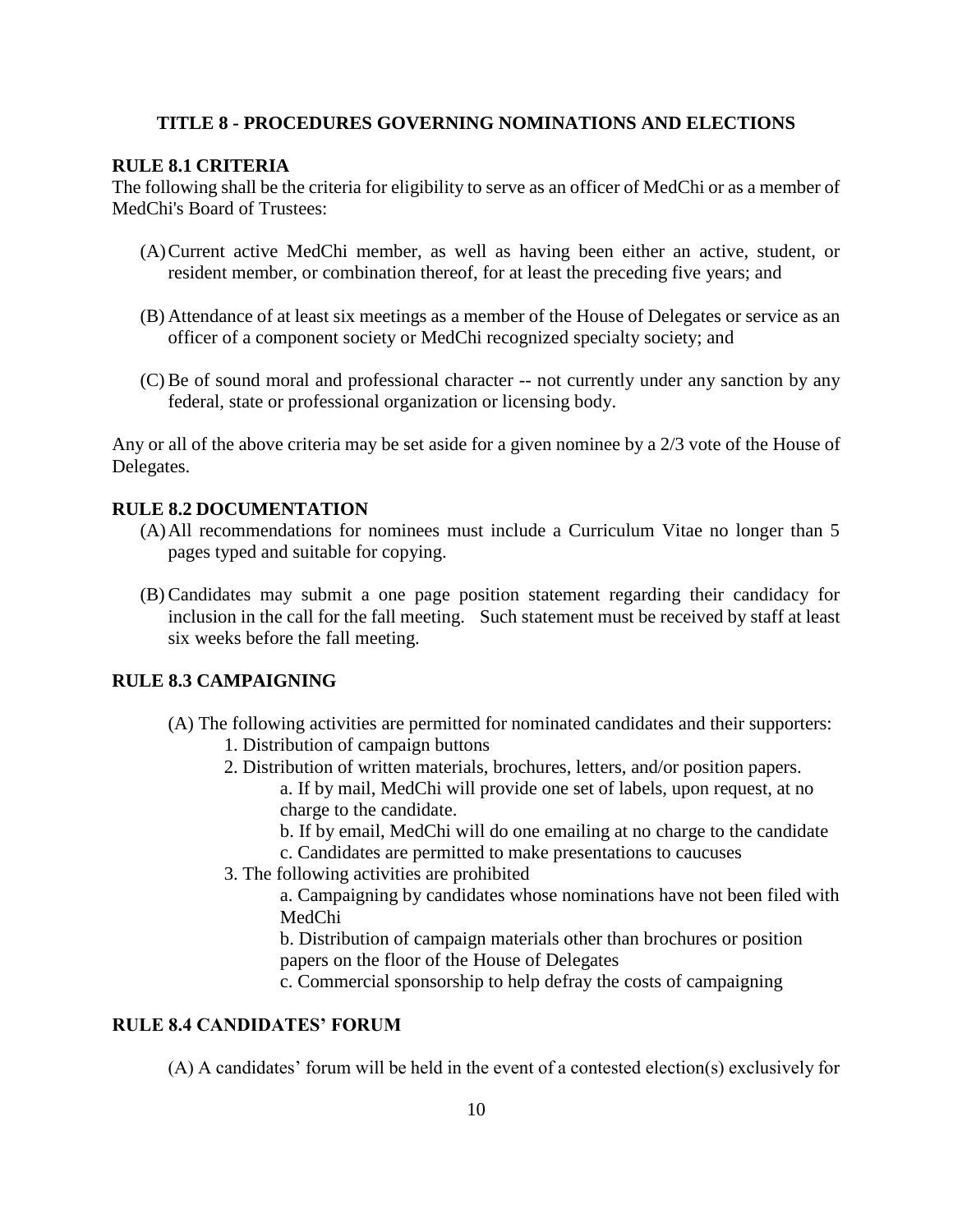## TITLE 8 - PROCEDURES GOVERNING NOMINATIONS AND ELECTIONS

### RULE 8.1 CRITERIA

The following shall be the criteria for eligibility to serve as an officer of MedChi or as a member of MedChi's Board of Trustees:

(A) Current active MedChi member, as well as having been either an active, student, or resident member, or combination thereof, for at least the preceding five years; and

(B) Attendance of at least six meetings as a member of the House of Delegates or service as an officer of a component society or MedChi recognized specialty society; and

(C) Be of sound moral and professional character -- not currently under any sanction by any federal, state or professional organization or licensing body.

Any or all of the above criteria may be set aside for a given nominee by a 2/3 vote of the House of Delegates.

### RULE 8.2 DOCUMENTATION

(A) All recommendations for nominees must include a Curriculum Vitae no longer than 5 pages typed and suitable for copying.

(B) Candidates may submit a one page position statement regarding their candidacy for inclusion in the call for the fall meeting. Such statement must be received by staff at least six weeks before the fall meeting.

### RULE 8.3 CAMPAIGNING

(A) The following activities are permitted for nominated candidates and their supporters:

1. Distribution of campaign buttons
2. Distribution of written materials, brochures, letters, and/or position papers.
   a. If by mail, MedChi will provide one set of labels, upon request, at no charge to the candidate.
   b. If by email, MedChi will do one emailing at no charge to the candidate
   c. Candidates are permitted to make presentations to caucuses
3. The following activities are prohibited
   a. Campaigning by candidates whose nominations have not been filed with MedChi
   b. Distribution of campaign materials other than brochures or position papers on the floor of the House of Delegates
   c. Commercial sponsorship to help defray the costs of campaigning

### RULE 8.4 CANDIDATES' FORUM

(A) A candidates' forum will be held in the event of a contested election(s) exclusively for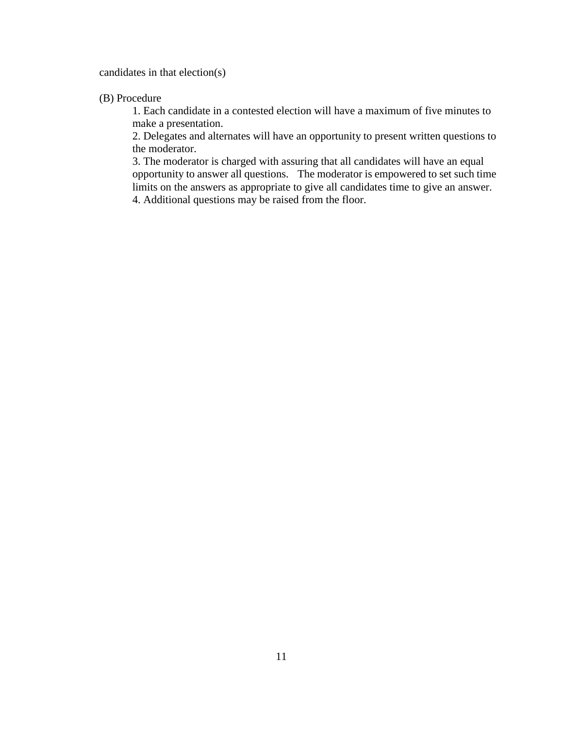candidates in that election(s)

(B) Procedure

1. Each candidate in a contested election will have a maximum of five minutes to make a presentation.
2. Delegates and alternates will have an opportunity to present written questions to the moderator.
3. The moderator is charged with assuring that all candidates will have an equal opportunity to answer all questions. The moderator is empowered to set such time limits on the answers as appropriate to give all candidates time to give an answer.
4. Additional questions may be raised from the floor.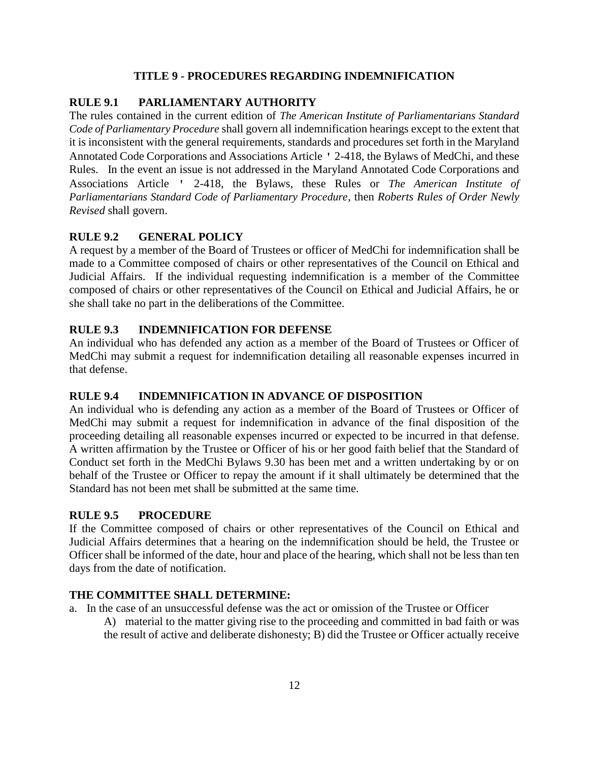## TITLE 9 - PROCEDURES REGARDING INDEMNIFICATION

### RULE 9.1 PARLIAMENTARY AUTHORITY

The rules contained in the current edition of *The American Institute of Parliamentarians Standard Code of Parliamentary Procedure* shall govern all indemnification hearings except to the extent that it is inconsistent with the general requirements, standards and procedures set forth in the Maryland Annotated Code Corporations and Associations Article ' 2-418, the Bylaws of MedChi, and these Rules. In the event an issue is not addressed in the Maryland Annotated Code Corporations and Associations Article ' 2-418, the Bylaws, these Rules or *The American Institute of Parliamentarians Standard Code of Parliamentary Procedure*, then *Roberts Rules of Order Newly Revised* shall govern.

### RULE 9.2 GENERAL POLICY

A request by a member of the Board of Trustees or officer of MedChi for indemnification shall be made to a Committee composed of chairs or other representatives of the Council on Ethical and Judicial Affairs. If the individual requesting indemnification is a member of the Committee composed of chairs or other representatives of the Council on Ethical and Judicial Affairs, he or she shall take no part in the deliberations of the Committee.

### RULE 9.3 INDEMNIFICATION FOR DEFENSE

An individual who has defended any action as a member of the Board of Trustees or Officer of MedChi may submit a request for indemnification detailing all reasonable expenses incurred in that defense.

### RULE 9.4 INDEMNIFICATION IN ADVANCE OF DISPOSITION

An individual who is defending any action as a member of the Board of Trustees or Officer of MedChi may submit a request for indemnification in advance of the final disposition of the proceeding detailing all reasonable expenses incurred or expected to be incurred in that defense. A written affirmation by the Trustee or Officer of his or her good faith belief that the Standard of Conduct set forth in the MedChi Bylaws 9.30 has been met and a written undertaking by or on behalf of the Trustee or Officer to repay the amount if it shall ultimately be determined that the Standard has not been met shall be submitted at the same time.

### RULE 9.5 PROCEDURE

If the Committee composed of chairs or other representatives of the Council on Ethical and Judicial Affairs determines that a hearing on the indemnification should be held, the Trustee or Officer shall be informed of the date, hour and place of the hearing, which shall not be less than ten days from the date of notification.

**THE COMMITTEE SHALL DETERMINE:**

a. In the case of an unsuccessful defense was the act or omission of the Trustee or Officer

   A) material to the matter giving rise to the proceeding and committed in bad faith or was the result of active and deliberate dishonesty; B) did the Trustee or Officer actually receive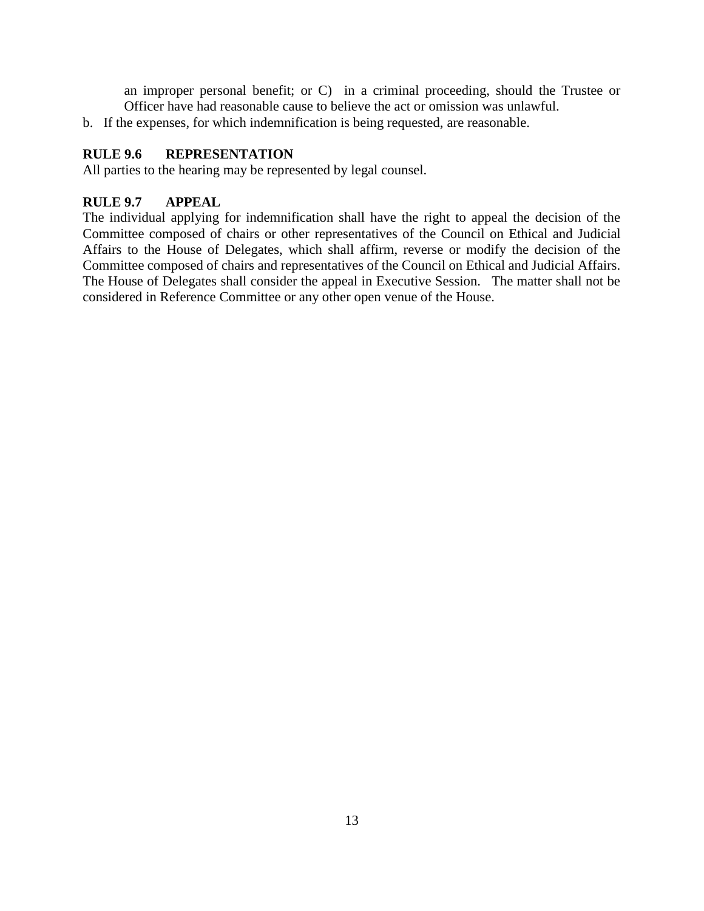an improper personal benefit; or C) in a criminal proceeding, should the Trustee or Officer have had reasonable cause to believe the act or omission was unlawful.

b. If the expenses, for which indemnification is being requested, are reasonable.

**RULE 9.6 REPRESENTATION**

All parties to the hearing may be represented by legal counsel.

**RULE 9.7 APPEAL**

The individual applying for indemnification shall have the right to appeal the decision of the Committee composed of chairs or other representatives of the Council on Ethical and Judicial Affairs to the House of Delegates, which shall affirm, reverse or modify the decision of the Committee composed of chairs and representatives of the Council on Ethical and Judicial Affairs. The House of Delegates shall consider the appeal in Executive Session. The matter shall not be considered in Reference Committee or any other open venue of the House.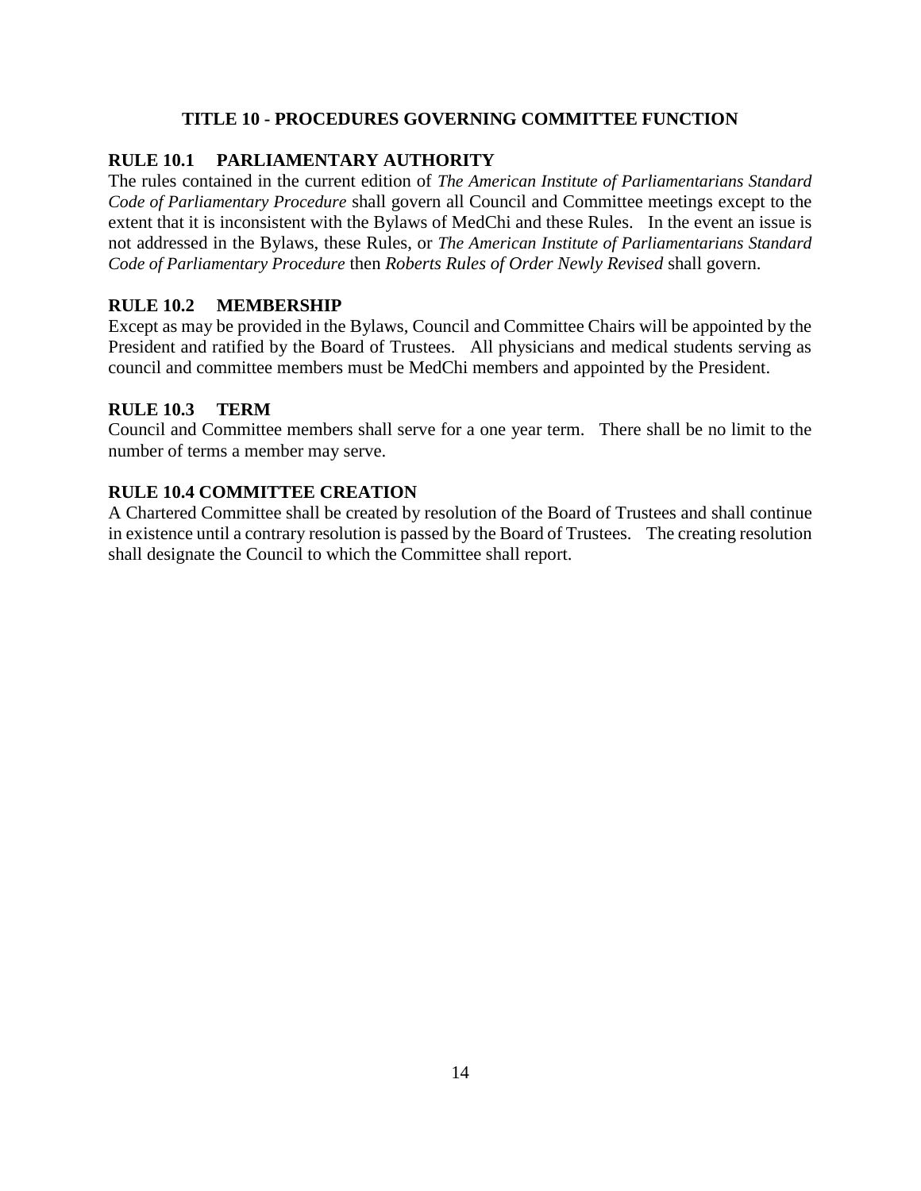## TITLE 10 - PROCEDURES GOVERNING COMMITTEE FUNCTION

### RULE 10.1 PARLIAMENTARY AUTHORITY

The rules contained in the current edition of *The American Institute of Parliamentarians Standard Code of Parliamentary Procedure* shall govern all Council and Committee meetings except to the extent that it is inconsistent with the Bylaws of MedChi and these Rules. In the event an issue is not addressed in the Bylaws, these Rules, or *The American Institute of Parliamentarians Standard Code of Parliamentary Procedure* then *Roberts Rules of Order Newly Revised* shall govern.

### RULE 10.2 MEMBERSHIP

Except as may be provided in the Bylaws, Council and Committee Chairs will be appointed by the President and ratified by the Board of Trustees. All physicians and medical students serving as council and committee members must be MedChi members and appointed by the President.

### RULE 10.3 TERM

Council and Committee members shall serve for a one year term. There shall be no limit to the number of terms a member may serve.

### RULE 10.4 COMMITTEE CREATION

A Chartered Committee shall be created by resolution of the Board of Trustees and shall continue in existence until a contrary resolution is passed by the Board of Trustees. The creating resolution shall designate the Council to which the Committee shall report.